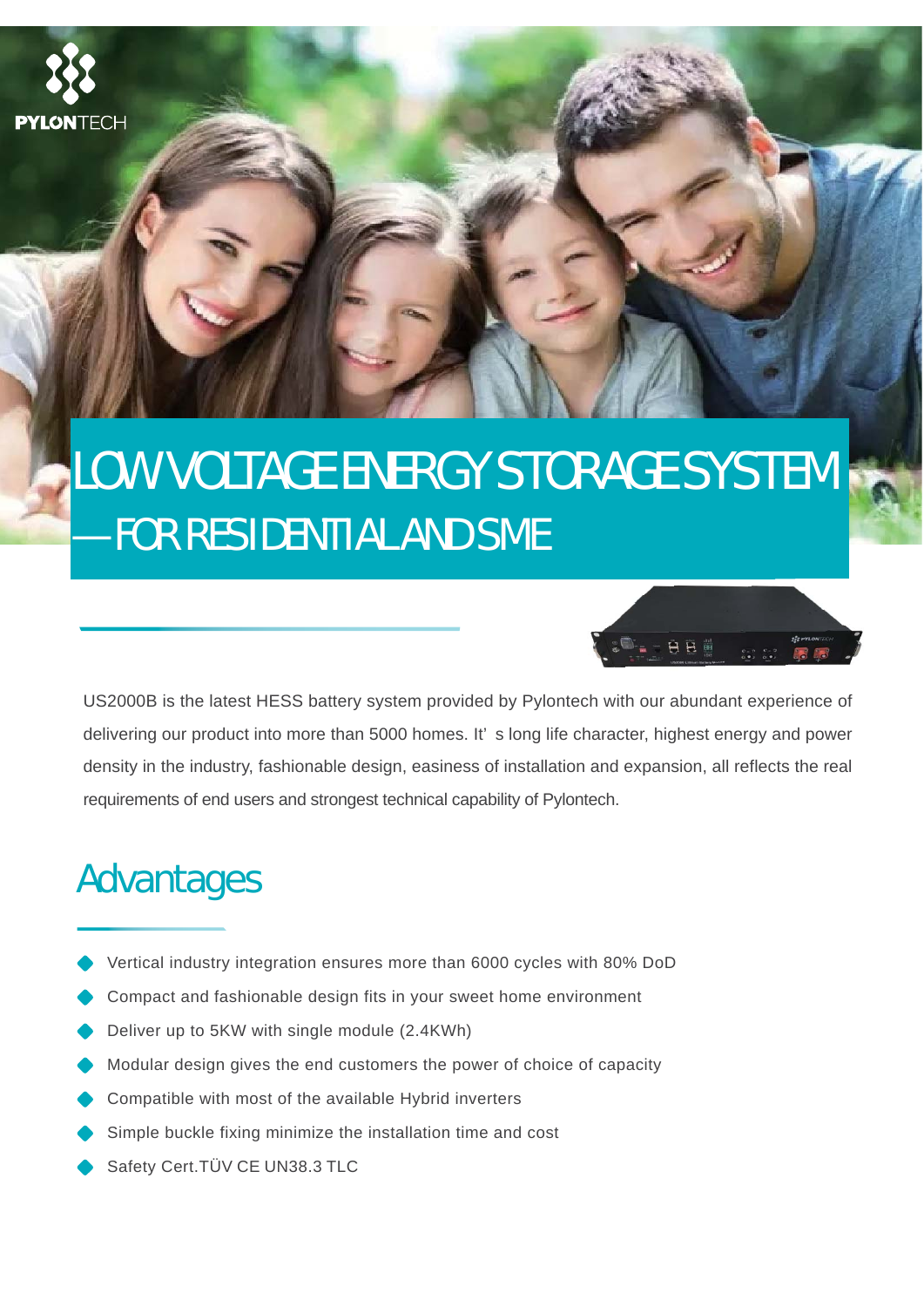PYLONTECH

# LOW VOLTAGE ENERGY STORAGE SYSTEM
## —FOR RESIDENTIAL AND SME

US2000B is the latest HESS battery system provided by Pylontech with our abundant experience of delivering our product into more than 5000 homes. It' s long life character, highest energy and power density in the industry, fashionable design, easiness of installation and expansion, all reflects the real requirements of end users and strongest technical capability of Pylontech.

## Advantages

- Vertical industry integration ensures more than 6000 cycles with 80% DoD
- Compact and fashionable design fits in your sweet home environment
- Deliver up to 5KW with single module (2.4KWh)
- Modular design gives the end customers the power of choice of capacity
- Compatible with most of the available Hybrid inverters
- Simple buckle fixing minimize the installation time and cost
- Safety Cert.TÜV CE UN38.3 TLC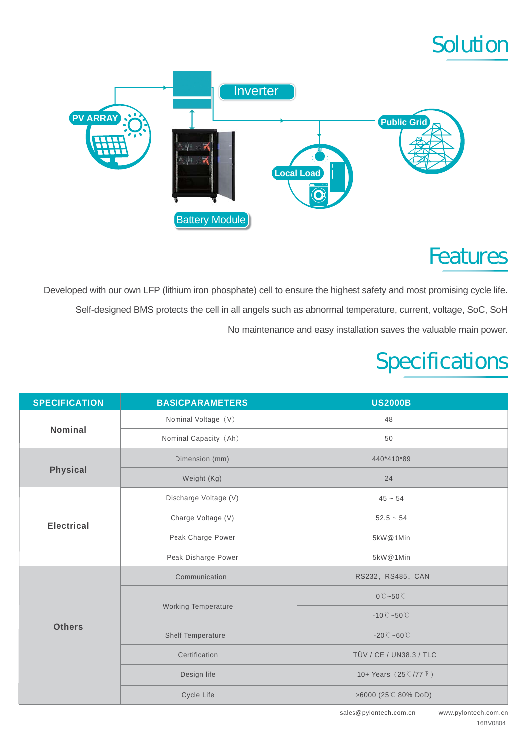# Solution

PV ARRAY

Inverter

Public Grid

Local Load

Battery Module

# Features

Developed with our own LFP (lithium iron phosphate) cell to ensure the highest safety and most promising cycle life.

Self-designed BMS protects the cell in all angels such as abnormal temperature, current, voltage, SoC, SoH

No maintenance and easy installation saves the valuable main power.

# Specifications

| SPECIFICATION | BASICPARAMETERS | US2000B |
|---|---|---|
| Nominal | Nominal Voltage（V） | 48 |
| | Nominal Capacity（Ah） | 50 |
| Physical | Dimension (mm) | 440*410*89 |
| | Weight (Kg) | 24 |
| Electrical | Discharge Voltage (V) | 45 ~ 54 |
| | Charge Voltage (V) | 52.5 ~ 54 |
| | Peak Charge Power | 5kW@1Min |
| | Peak Disharge Power | 5kW@1Min |
| Others | Communication | RS232，RS485，CAN |
| | Working Temperature | 0℃~50℃ |
| | | -10℃~50℃ |
| | Shelf Temperature | -20℃~60℃ |
| | Certification | TÜV / CE / UN38.3 / TLC |
| | Design life | 10+ Years（25℃/77℉） |
| | Cycle Life | >6000 (25℃ 80% DoD) |

sales@pylontech.com.cn www.pylontech.com.cn

16BV0804